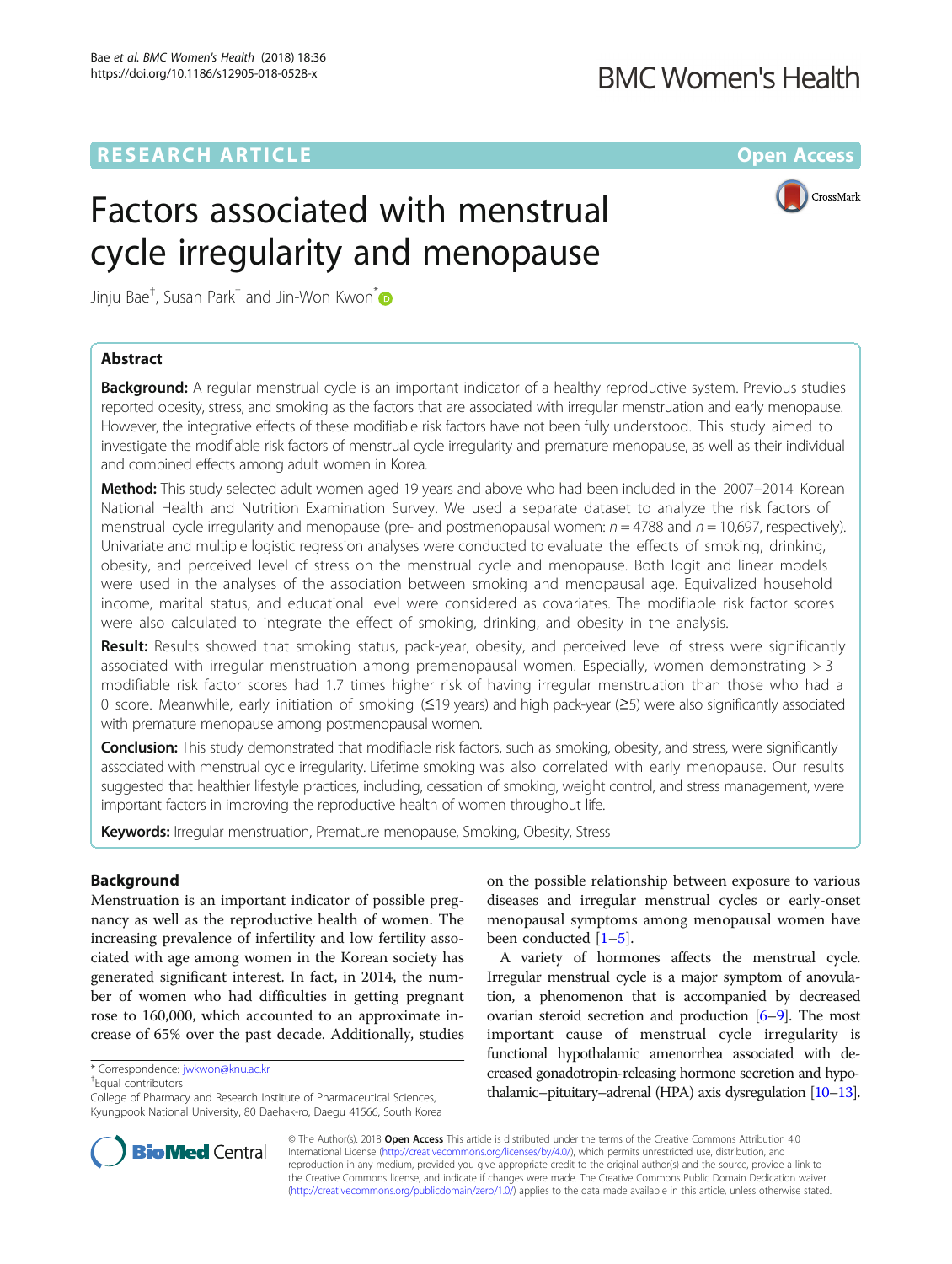**RESEARCH ARTICLE** **Open Access**

# Factors associated with menstrual cycle irregularity and menopause

Jinju Bae[†], Susan Park[†] and Jin-Won Kwon[*]

## Abstract

**Background:** A regular menstrual cycle is an important indicator of a healthy reproductive system. Previous studies reported obesity, stress, and smoking as the factors that are associated with irregular menstruation and early menopause. However, the integrative effects of these modifiable risk factors have not been fully understood. This study aimed to investigate the modifiable risk factors of menstrual cycle irregularity and premature menopause, as well as their individual and combined effects among adult women in Korea.

**Method:** This study selected adult women aged 19 years and above who had been included in the 2007–2014 Korean National Health and Nutrition Examination Survey. We used a separate dataset to analyze the risk factors of menstrual cycle irregularity and menopause (pre- and postmenopausal women: $n = 4788$ and $n = 10{,}697$, respectively). Univariate and multiple logistic regression analyses were conducted to evaluate the effects of smoking, drinking, obesity, and perceived level of stress on the menstrual cycle and menopause. Both logit and linear models were used in the analyses of the association between smoking and menopausal age. Equivalized household income, marital status, and educational level were considered as covariates. The modifiable risk factor scores were also calculated to integrate the effect of smoking, drinking, and obesity in the analysis.

**Result:** Results showed that smoking status, pack-year, obesity, and perceived level of stress were significantly associated with irregular menstruation among premenopausal women. Especially, women demonstrating > 3 modifiable risk factor scores had 1.7 times higher risk of having irregular menstruation than those who had a 0 score. Meanwhile, early initiation of smoking (≤19 years) and high pack-year (≥5) were also significantly associated with premature menopause among postmenopausal women.

**Conclusion:** This study demonstrated that modifiable risk factors, such as smoking, obesity, and stress, were significantly associated with menstrual cycle irregularity. Lifetime smoking was also correlated with early menopause. Our results suggested that healthier lifestyle practices, including, cessation of smoking, weight control, and stress management, were important factors in improving the reproductive health of women throughout life.

**Keywords:** Irregular menstruation, Premature menopause, Smoking, Obesity, Stress

## Background

Menstruation is an important indicator of possible pregnancy as well as the reproductive health of women. The increasing prevalence of infertility and low fertility associated with age among women in the Korean society has generated significant interest. In fact, in 2014, the number of women who had difficulties in getting pregnant rose to 160,000, which accounted to an approximate increase of 65% over the past decade. Additionally, studies on the possible relationship between exposure to various diseases and irregular menstrual cycles or early-onset menopausal symptoms among menopausal women have been conducted [1–5].

A variety of hormones affects the menstrual cycle. Irregular menstrual cycle is a major symptom of anovulation, a phenomenon that is accompanied by decreased ovarian steroid secretion and production [6–9]. The most important cause of menstrual cycle irregularity is functional hypothalamic amenorrhea associated with decreased gonadotropin-releasing hormone secretion and hypothalamic–pituitary–adrenal (HPA) axis dysregulation [10–13].

\* Correspondence: jwkwon@knu.ac.kr

[†]Equal contributors

College of Pharmacy and Research Institute of Pharmaceutical Sciences, Kyungpook National University, 80 Daehak-ro, Daegu 41566, South Korea

© The Author(s). 2018 **Open Access** This article is distributed under the terms of the Creative Commons Attribution 4.0 International License (http://creativecommons.org/licenses/by/4.0/), which permits unrestricted use, distribution, and reproduction in any medium, provided you give appropriate credit to the original author(s) and the source, provide a link to the Creative Commons license, and indicate if changes were made. The Creative Commons Public Domain Dedication waiver (http://creativecommons.org/publicdomain/zero/1.0/) applies to the data made available in this article, unless otherwise stated.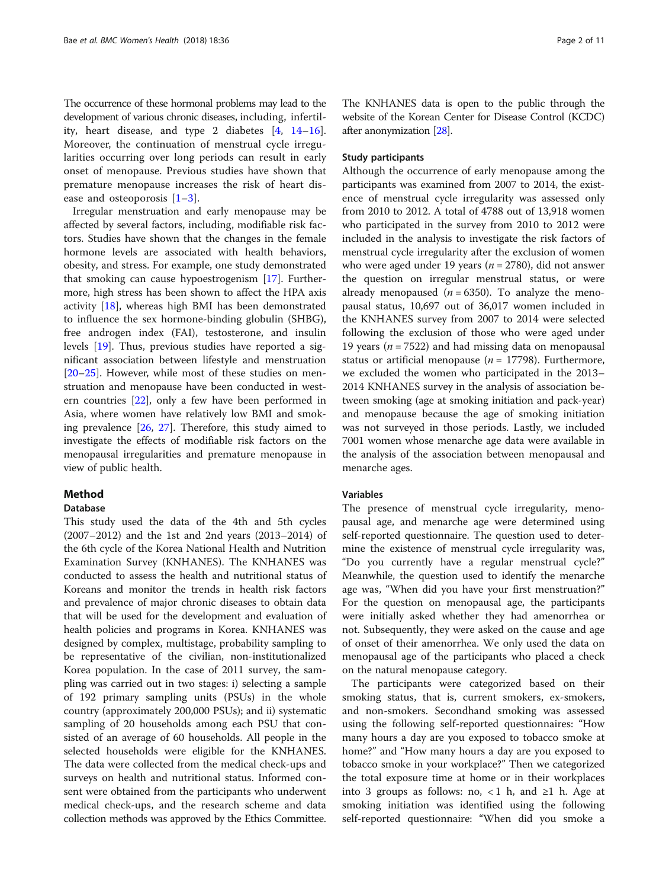The occurrence of these hormonal problems may lead to the development of various chronic diseases, including, infertility, heart disease, and type 2 diabetes [4, 14–16]. Moreover, the continuation of menstrual cycle irregularities occurring over long periods can result in early onset of menopause. Previous studies have shown that premature menopause increases the risk of heart disease and osteoporosis [1–3].

Irregular menstruation and early menopause may be affected by several factors, including, modifiable risk factors. Studies have shown that the changes in the female hormone levels are associated with health behaviors, obesity, and stress. For example, one study demonstrated that smoking can cause hypoestrogenism [17]. Furthermore, high stress has been shown to affect the HPA axis activity [18], whereas high BMI has been demonstrated to influence the sex hormone-binding globulin (SHBG), free androgen index (FAI), testosterone, and insulin levels [19]. Thus, previous studies have reported a significant association between lifestyle and menstruation [20–25]. However, while most of these studies on menstruation and menopause have been conducted in western countries [22], only a few have been performed in Asia, where women have relatively low BMI and smoking prevalence [26, 27]. Therefore, this study aimed to investigate the effects of modifiable risk factors on the menopausal irregularities and premature menopause in view of public health.

## Method

### Database

This study used the data of the 4th and 5th cycles (2007–2012) and the 1st and 2nd years (2013–2014) of the 6th cycle of the Korea National Health and Nutrition Examination Survey (KNHANES). The KNHANES was conducted to assess the health and nutritional status of Koreans and monitor the trends in health risk factors and prevalence of major chronic diseases to obtain data that will be used for the development and evaluation of health policies and programs in Korea. KNHANES was designed by complex, multistage, probability sampling to be representative of the civilian, non-institutionalized Korea population. In the case of 2011 survey, the sampling was carried out in two stages: i) selecting a sample of 192 primary sampling units (PSUs) in the whole country (approximately 200,000 PSUs); and ii) systematic sampling of 20 households among each PSU that consisted of an average of 60 households. All people in the selected households were eligible for the KNHANES. The data were collected from the medical check-ups and surveys on health and nutritional status. Informed consent were obtained from the participants who underwent medical check-ups, and the research scheme and data collection methods was approved by the Ethics Committee. The KNHANES data is open to the public through the website of the Korean Center for Disease Control (KCDC) after anonymization [28].

### Study participants

Although the occurrence of early menopause among the participants was examined from 2007 to 2014, the existence of menstrual cycle irregularity was assessed only from 2010 to 2012. A total of 4788 out of 13,918 women who participated in the survey from 2010 to 2012 were included in the analysis to investigate the risk factors of menstrual cycle irregularity after the exclusion of women who were aged under 19 years ($n = 2780$), did not answer the question on irregular menstrual status, or were already menopaused ($n = 6350$). To analyze the menopausal status, 10,697 out of 36,017 women included in the KNHANES survey from 2007 to 2014 were selected following the exclusion of those who were aged under 19 years ($n = 7522$) and had missing data on menopausal status or artificial menopause ($n = 17798$). Furthermore, we excluded the women who participated in the 2013–2014 KNHANES survey in the analysis of association between smoking (age at smoking initiation and pack-year) and menopause because the age of smoking initiation was not surveyed in those periods. Lastly, we included 7001 women whose menarche age data were available in the analysis of the association between menopausal and menarche ages.

### Variables

The presence of menstrual cycle irregularity, menopausal age, and menarche age were determined using self-reported questionnaire. The question used to determine the existence of menstrual cycle irregularity was, "Do you currently have a regular menstrual cycle?" Meanwhile, the question used to identify the menarche age was, "When did you have your first menstruation?" For the question on menopausal age, the participants were initially asked whether they had amenorrhea or not. Subsequently, they were asked on the cause and age of onset of their amenorrhea. We only used the data on menopausal age of the participants who placed a check on the natural menopause category.

The participants were categorized based on their smoking status, that is, current smokers, ex-smokers, and non-smokers. Secondhand smoking was assessed using the following self-reported questionnaires: "How many hours a day are you exposed to tobacco smoke at home?" and "How many hours a day are you exposed to tobacco smoke in your workplace?" Then we categorized the total exposure time at home or in their workplaces into 3 groups as follows: no, < 1 h, and ≥1 h. Age at smoking initiation was identified using the following self-reported questionnaire: "When did you smoke a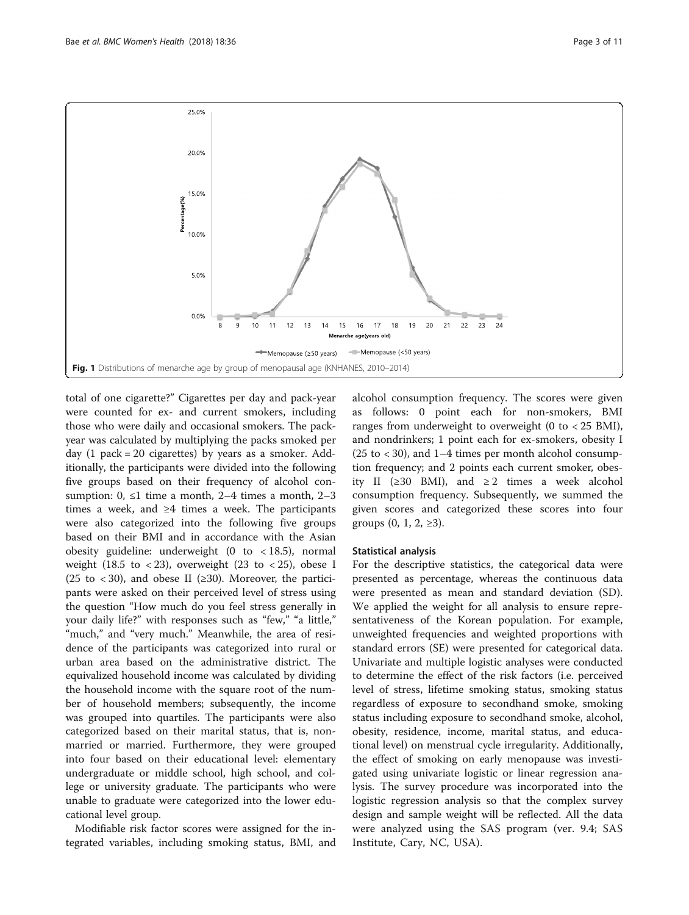Fig. 1 Distributions of menarche age by group of menopausal age (KNHANES, 2010–2014)

total of one cigarette?" Cigarettes per day and pack-year were counted for ex- and current smokers, including those who were daily and occasional smokers. The pack-year was calculated by multiplying the packs smoked per day (1 pack = 20 cigarettes) by years as a smoker. Additionally, the participants were divided into the following five groups based on their frequency of alcohol consumption: 0, ≤1 time a month, 2–4 times a month, 2–3 times a week, and ≥4 times a week. The participants were also categorized into the following five groups based on their BMI and in accordance with the Asian obesity guideline: underweight (0 to < 18.5), normal weight (18.5 to < 23), overweight (23 to < 25), obese I (25 to < 30), and obese II (≥30). Moreover, the participants were asked on their perceived level of stress using the question "How much do you feel stress generally in your daily life?" with responses such as "few," "a little," "much," and "very much." Meanwhile, the area of residence of the participants was categorized into rural or urban area based on the administrative district. The equivalized household income was calculated by dividing the household income with the square root of the number of household members; subsequently, the income was grouped into quartiles. The participants were also categorized based on their marital status, that is, non-married or married. Furthermore, they were grouped into four based on their educational level: elementary undergraduate or middle school, high school, and college or university graduate. The participants who were unable to graduate were categorized into the lower educational level group.

Modifiable risk factor scores were assigned for the integrated variables, including smoking status, BMI, and alcohol consumption frequency. The scores were given as follows: 0 point each for non-smokers, BMI ranges from underweight to overweight (0 to < 25 BMI), and nondrinkers; 1 point each for ex-smokers, obesity I (25 to < 30), and 1–4 times per month alcohol consumption frequency; and 2 points each current smoker, obesity II (≥30 BMI), and ≥2 times a week alcohol consumption frequency. Subsequently, we summed the given scores and categorized these scores into four groups (0, 1, 2, ≥3).

### Statistical analysis

For the descriptive statistics, the categorical data were presented as percentage, whereas the continuous data were presented as mean and standard deviation (SD). We applied the weight for all analysis to ensure representativeness of the Korean population. For example, unweighted frequencies and weighted proportions with standard errors (SE) were presented for categorical data. Univariate and multiple logistic analyses were conducted to determine the effect of the risk factors (i.e. perceived level of stress, lifetime smoking status, smoking status regardless of exposure to secondhand smoke, smoking status including exposure to secondhand smoke, alcohol, obesity, residence, income, marital status, and educational level) on menstrual cycle irregularity. Additionally, the effect of smoking on early menopause was investigated using univariate logistic or linear regression analysis. The survey procedure was incorporated into the logistic regression analysis so that the complex survey design and sample weight will be reflected. All the data were analyzed using the SAS program (ver. 9.4; SAS Institute, Cary, NC, USA).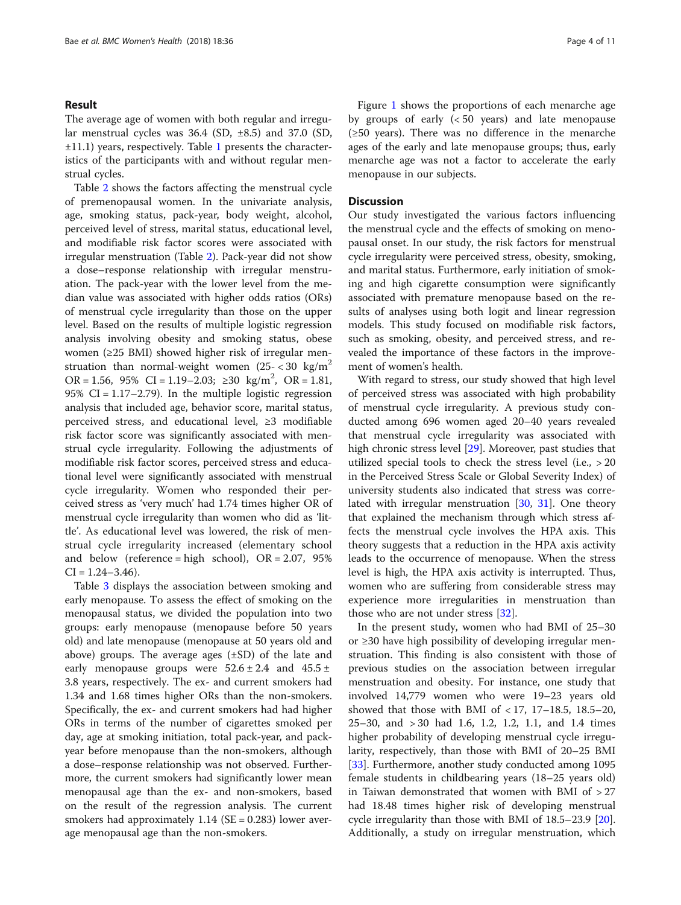## Result

The average age of women with both regular and irregular menstrual cycles was 36.4 (SD, ±8.5) and 37.0 (SD, ±11.1) years, respectively. Table 1 presents the characteristics of the participants with and without regular menstrual cycles.

Table 2 shows the factors affecting the menstrual cycle of premenopausal women. In the univariate analysis, age, smoking status, pack-year, body weight, alcohol, perceived level of stress, marital status, educational level, and modifiable risk factor scores were associated with irregular menstruation (Table 2). Pack-year did not show a dose–response relationship with irregular menstruation. The pack-year with the lower level from the median value was associated with higher odds ratios (ORs) of menstrual cycle irregularity than those on the upper level. Based on the results of multiple logistic regression analysis involving obesity and smoking status, obese women (≥25 BMI) showed higher risk of irregular menstruation than normal-weight women (25- < 30 kg/m$^2$ OR = 1.56, 95% CI = 1.19–2.03; ≥30 kg/m$^2$, OR = 1.81, 95% CI = 1.17–2.79). In the multiple logistic regression analysis that included age, behavior score, marital status, perceived stress, and educational level, ≥3 modifiable risk factor score was significantly associated with menstrual cycle irregularity. Following the adjustments of modifiable risk factor scores, perceived stress and educational level were significantly associated with menstrual cycle irregularity. Women who responded their perceived stress as 'very much' had 1.74 times higher OR of menstrual cycle irregularity than women who did as 'little'. As educational level was lowered, the risk of menstrual cycle irregularity increased (elementary school and below (reference = high school), OR = 2.07, 95% CI = 1.24–3.46).

Table 3 displays the association between smoking and early menopause. To assess the effect of smoking on the menopausal status, we divided the population into two groups: early menopause (menopause before 50 years old) and late menopause (menopause at 50 years old and above) groups. The average ages (±SD) of the late and early menopause groups were 52.6 ± 2.4 and 45.5 ± 3.8 years, respectively. The ex- and current smokers had 1.34 and 1.68 times higher ORs than the non-smokers. Specifically, the ex- and current smokers had had higher ORs in terms of the number of cigarettes smoked per day, age at smoking initiation, total pack-year, and pack-year before menopause than the non-smokers, although a dose–response relationship was not observed. Furthermore, the current smokers had significantly lower mean menopausal age than the ex- and non-smokers, based on the result of the regression analysis. The current smokers had approximately 1.14 (SE = 0.283) lower average menopausal age than the non-smokers.

Figure 1 shows the proportions of each menarche age by groups of early (< 50 years) and late menopause (≥50 years). There was no difference in the menarche ages of the early and late menopause groups; thus, early menarche age was not a factor to accelerate the early menopause in our subjects.

## Discussion

Our study investigated the various factors influencing the menstrual cycle and the effects of smoking on menopausal onset. In our study, the risk factors for menstrual cycle irregularity were perceived stress, obesity, smoking, and marital status. Furthermore, early initiation of smoking and high cigarette consumption were significantly associated with premature menopause based on the results of analyses using both logit and linear regression models. This study focused on modifiable risk factors, such as smoking, obesity, and perceived stress, and revealed the importance of these factors in the improvement of women's health.

With regard to stress, our study showed that high level of perceived stress was associated with high probability of menstrual cycle irregularity. A previous study conducted among 696 women aged 20–40 years revealed that menstrual cycle irregularity was associated with high chronic stress level [29]. Moreover, past studies that utilized special tools to check the stress level (i.e., > 20 in the Perceived Stress Scale or Global Severity Index) of university students also indicated that stress was correlated with irregular menstruation [30, 31]. One theory that explained the mechanism through which stress affects the menstrual cycle involves the HPA axis. This theory suggests that a reduction in the HPA axis activity leads to the occurrence of menopause. When the stress level is high, the HPA axis activity is interrupted. Thus, women who are suffering from considerable stress may experience more irregularities in menstruation than those who are not under stress [32].

In the present study, women who had BMI of 25–30 or ≥30 have high possibility of developing irregular menstruation. This finding is also consistent with those of previous studies on the association between irregular menstruation and obesity. For instance, one study that involved 14,779 women who were 19–23 years old showed that those with BMI of < 17, 17–18.5, 18.5–20, 25–30, and > 30 had 1.6, 1.2, 1.2, 1.1, and 1.4 times higher probability of developing menstrual cycle irregularity, respectively, than those with BMI of 20–25 BMI [33]. Furthermore, another study conducted among 1095 female students in childbearing years (18–25 years old) in Taiwan demonstrated that women with BMI of > 27 had 18.48 times higher risk of developing menstrual cycle irregularity than those with BMI of 18.5–23.9 [20]. Additionally, a study on irregular menstruation, which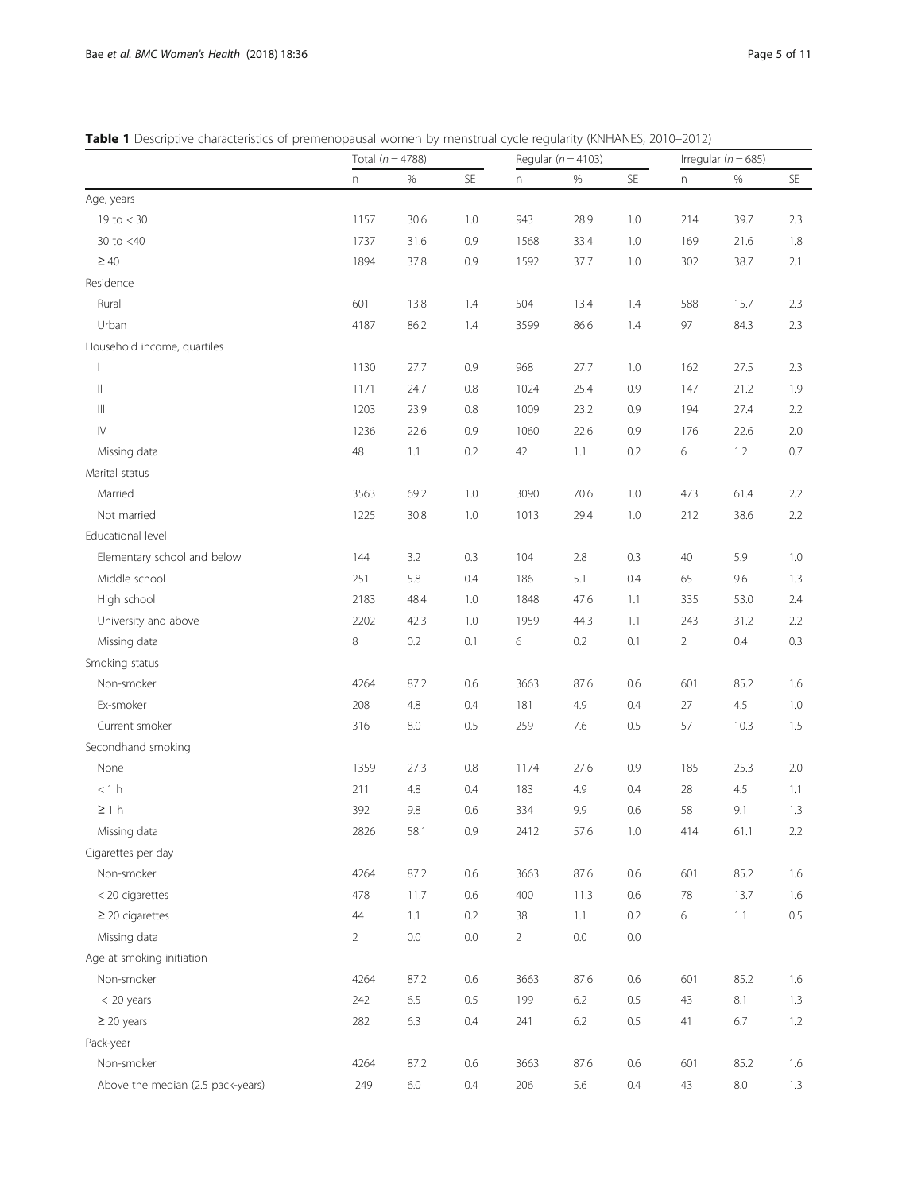**Table 1** Descriptive characteristics of premenopausal women by menstrual cycle regularity (KNHANES, 2010–2012)

| | Total (*n* = 4788) | | | Regular (*n* = 4103) | | | Irregular (*n* = 685) | | |
|---|---|---|---|---|---|---|---|---|---|
| | n | % | SE | n | % | SE | n | % | SE |
| Age, years | | | | | | | | | |
| 19 to < 30 | 1157 | 30.6 | 1.0 | 943 | 28.9 | 1.0 | 214 | 39.7 | 2.3 |
| 30 to <40 | 1737 | 31.6 | 0.9 | 1568 | 33.4 | 1.0 | 169 | 21.6 | 1.8 |
| ≥ 40 | 1894 | 37.8 | 0.9 | 1592 | 37.7 | 1.0 | 302 | 38.7 | 2.1 |
| Residence | | | | | | | | | |
| Rural | 601 | 13.8 | 1.4 | 504 | 13.4 | 1.4 | 588 | 15.7 | 2.3 |
| Urban | 4187 | 86.2 | 1.4 | 3599 | 86.6 | 1.4 | 97 | 84.3 | 2.3 |
| Household income, quartiles | | | | | | | | | |
| I | 1130 | 27.7 | 0.9 | 968 | 27.7 | 1.0 | 162 | 27.5 | 2.3 |
| II | 1171 | 24.7 | 0.8 | 1024 | 25.4 | 0.9 | 147 | 21.2 | 1.9 |
| III | 1203 | 23.9 | 0.8 | 1009 | 23.2 | 0.9 | 194 | 27.4 | 2.2 |
| IV | 1236 | 22.6 | 0.9 | 1060 | 22.6 | 0.9 | 176 | 22.6 | 2.0 |
| Missing data | 48 | 1.1 | 0.2 | 42 | 1.1 | 0.2 | 6 | 1.2 | 0.7 |
| Marital status | | | | | | | | | |
| Married | 3563 | 69.2 | 1.0 | 3090 | 70.6 | 1.0 | 473 | 61.4 | 2.2 |
| Not married | 1225 | 30.8 | 1.0 | 1013 | 29.4 | 1.0 | 212 | 38.6 | 2.2 |
| Educational level | | | | | | | | | |
| Elementary school and below | 144 | 3.2 | 0.3 | 104 | 2.8 | 0.3 | 40 | 5.9 | 1.0 |
| Middle school | 251 | 5.8 | 0.4 | 186 | 5.1 | 0.4 | 65 | 9.6 | 1.3 |
| High school | 2183 | 48.4 | 1.0 | 1848 | 47.6 | 1.1 | 335 | 53.0 | 2.4 |
| University and above | 2202 | 42.3 | 1.0 | 1959 | 44.3 | 1.1 | 243 | 31.2 | 2.2 |
| Missing data | 8 | 0.2 | 0.1 | 6 | 0.2 | 0.1 | 2 | 0.4 | 0.3 |
| Smoking status | | | | | | | | | |
| Non-smoker | 4264 | 87.2 | 0.6 | 3663 | 87.6 | 0.6 | 601 | 85.2 | 1.6 |
| Ex-smoker | 208 | 4.8 | 0.4 | 181 | 4.9 | 0.4 | 27 | 4.5 | 1.0 |
| Current smoker | 316 | 8.0 | 0.5 | 259 | 7.6 | 0.5 | 57 | 10.3 | 1.5 |
| Secondhand smoking | | | | | | | | | |
| None | 1359 | 27.3 | 0.8 | 1174 | 27.6 | 0.9 | 185 | 25.3 | 2.0 |
| < 1 h | 211 | 4.8 | 0.4 | 183 | 4.9 | 0.4 | 28 | 4.5 | 1.1 |
| ≥ 1 h | 392 | 9.8 | 0.6 | 334 | 9.9 | 0.6 | 58 | 9.1 | 1.3 |
| Missing data | 2826 | 58.1 | 0.9 | 2412 | 57.6 | 1.0 | 414 | 61.1 | 2.2 |
| Cigarettes per day | | | | | | | | | |
| Non-smoker | 4264 | 87.2 | 0.6 | 3663 | 87.6 | 0.6 | 601 | 85.2 | 1.6 |
| < 20 cigarettes | 478 | 11.7 | 0.6 | 400 | 11.3 | 0.6 | 78 | 13.7 | 1.6 |
| ≥ 20 cigarettes | 44 | 1.1 | 0.2 | 38 | 1.1 | 0.2 | 6 | 1.1 | 0.5 |
| Missing data | 2 | 0.0 | 0.0 | 2 | 0.0 | 0.0 | | | |
| Age at smoking initiation | | | | | | | | | |
| Non-smoker | 4264 | 87.2 | 0.6 | 3663 | 87.6 | 0.6 | 601 | 85.2 | 1.6 |
| < 20 years | 242 | 6.5 | 0.5 | 199 | 6.2 | 0.5 | 43 | 8.1 | 1.3 |
| ≥ 20 years | 282 | 6.3 | 0.4 | 241 | 6.2 | 0.5 | 41 | 6.7 | 1.2 |
| Pack-year | | | | | | | | | |
| Non-smoker | 4264 | 87.2 | 0.6 | 3663 | 87.6 | 0.6 | 601 | 85.2 | 1.6 |
| Above the median (2.5 pack-years) | 249 | 6.0 | 0.4 | 206 | 5.6 | 0.4 | 43 | 8.0 | 1.3 |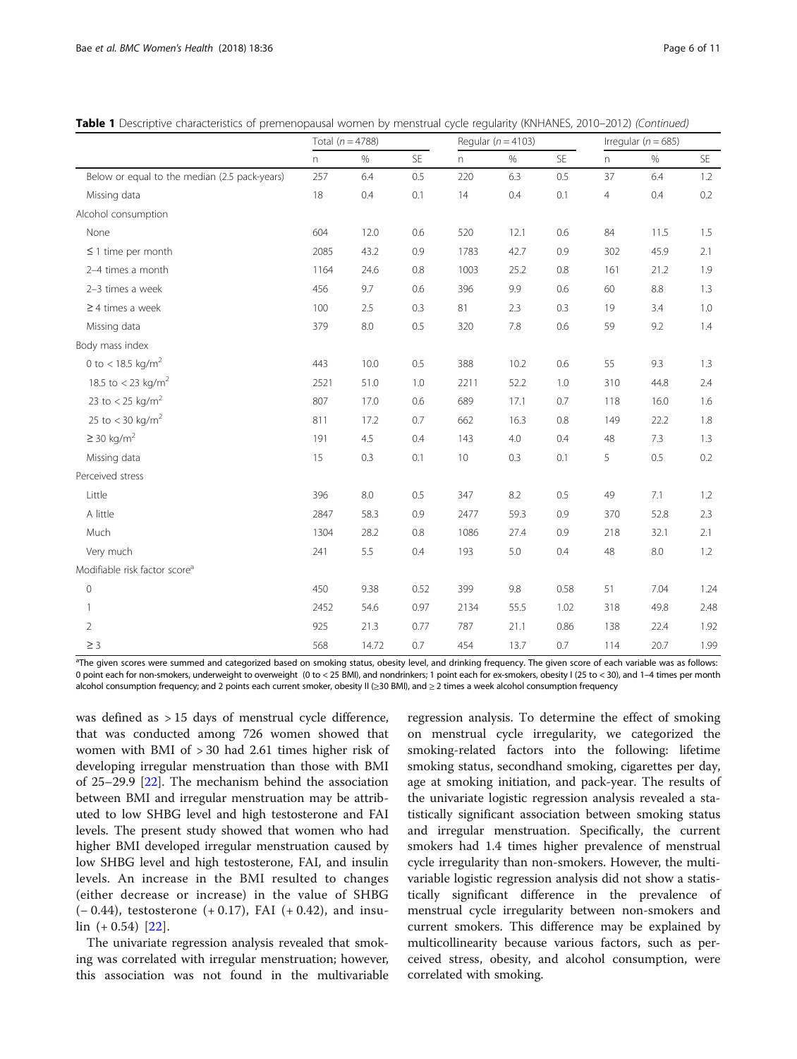**Table 1** Descriptive characteristics of premenopausal women by menstrual cycle regularity (KNHANES, 2010–2012) *(Continued)*

| | Total (n = 4788) | | | Regular (n = 4103) | | | Irregular (n = 685) | | |
|---|---|---|---|---|---|---|---|---|---|
| | n | % | SE | n | % | SE | n | % | SE |
| Below or equal to the median (2.5 pack-years) | 257 | 6.4 | 0.5 | 220 | 6.3 | 0.5 | 37 | 6.4 | 1.2 |
| Missing data | 18 | 0.4 | 0.1 | 14 | 0.4 | 0.1 | 4 | 0.4 | 0.2 |
| Alcohol consumption | | | | | | | | | |
| None | 604 | 12.0 | 0.6 | 520 | 12.1 | 0.6 | 84 | 11.5 | 1.5 |
| ≤ 1 time per month | 2085 | 43.2 | 0.9 | 1783 | 42.7 | 0.9 | 302 | 45.9 | 2.1 |
| 2–4 times a month | 1164 | 24.6 | 0.8 | 1003 | 25.2 | 0.8 | 161 | 21.2 | 1.9 |
| 2–3 times a week | 456 | 9.7 | 0.6 | 396 | 9.9 | 0.6 | 60 | 8.8 | 1.3 |
| ≥ 4 times a week | 100 | 2.5 | 0.3 | 81 | 2.3 | 0.3 | 19 | 3.4 | 1.0 |
| Missing data | 379 | 8.0 | 0.5 | 320 | 7.8 | 0.6 | 59 | 9.2 | 1.4 |
| Body mass index | | | | | | | | | |
| 0 to < 18.5 kg/m$^2$ | 443 | 10.0 | 0.5 | 388 | 10.2 | 0.6 | 55 | 9.3 | 1.3 |
| 18.5 to < 23 kg/m$^2$ | 2521 | 51.0 | 1.0 | 2211 | 52.2 | 1.0 | 310 | 44.8 | 2.4 |
| 23 to < 25 kg/m$^2$ | 807 | 17.0 | 0.6 | 689 | 17.1 | 0.7 | 118 | 16.0 | 1.6 |
| 25 to < 30 kg/m$^2$ | 811 | 17.2 | 0.7 | 662 | 16.3 | 0.8 | 149 | 22.2 | 1.8 |
| ≥ 30 kg/m$^2$ | 191 | 4.5 | 0.4 | 143 | 4.0 | 0.4 | 48 | 7.3 | 1.3 |
| Missing data | 15 | 0.3 | 0.1 | 10 | 0.3 | 0.1 | 5 | 0.5 | 0.2 |
| Perceived stress | | | | | | | | | |
| Little | 396 | 8.0 | 0.5 | 347 | 8.2 | 0.5 | 49 | 7.1 | 1.2 |
| A little | 2847 | 58.3 | 0.9 | 2477 | 59.3 | 0.9 | 370 | 52.8 | 2.3 |
| Much | 1304 | 28.2 | 0.8 | 1086 | 27.4 | 0.9 | 218 | 32.1 | 2.1 |
| Very much | 241 | 5.5 | 0.4 | 193 | 5.0 | 0.4 | 48 | 8.0 | 1.2 |
| Modifiable risk factor score[a] | | | | | | | | | |
| 0 | 450 | 9.38 | 0.52 | 399 | 9.8 | 0.58 | 51 | 7.04 | 1.24 |
| 1 | 2452 | 54.6 | 0.97 | 2134 | 55.5 | 1.02 | 318 | 49.8 | 2.48 |
| 2 | 925 | 21.3 | 0.77 | 787 | 21.1 | 0.86 | 138 | 22.4 | 1.92 |
| ≥ 3 | 568 | 14.72 | 0.7 | 454 | 13.7 | 0.7 | 114 | 20.7 | 1.99 |

[a]The given scores were summed and categorized based on smoking status, obesity level, and drinking frequency. The given score of each variable was as follows: 0 point each for non-smokers, underweight to overweight (0 to < 25 BMI), and nondrinkers; 1 point each for ex-smokers, obesity I (25 to < 30), and 1–4 times per month alcohol consumption frequency; and 2 points each current smoker, obesity II (≥30 BMI), and ≥ 2 times a week alcohol consumption frequency

was defined as > 15 days of menstrual cycle difference, that was conducted among 726 women showed that women with BMI of > 30 had 2.61 times higher risk of developing irregular menstruation than those with BMI of 25–29.9 [22]. The mechanism behind the association between BMI and irregular menstruation may be attributed to low SHBG level and high testosterone and FAI levels. The present study showed that women who had higher BMI developed irregular menstruation caused by low SHBG level and high testosterone, FAI, and insulin levels. An increase in the BMI resulted to changes (either decrease or increase) in the value of SHBG (− 0.44), testosterone (+ 0.17), FAI (+ 0.42), and insulin (+ 0.54) [22].

The univariate regression analysis revealed that smoking was correlated with irregular menstruation; however, this association was not found in the multivariable regression analysis. To determine the effect of smoking on menstrual cycle irregularity, we categorized the smoking-related factors into the following: lifetime smoking status, secondhand smoking, cigarettes per day, age at smoking initiation, and pack-year. The results of the univariate logistic regression analysis revealed a statistically significant association between smoking status and irregular menstruation. Specifically, the current smokers had 1.4 times higher prevalence of menstrual cycle irregularity than non-smokers. However, the multivariable logistic regression analysis did not show a statistically significant difference in the prevalence of menstrual cycle irregularity between non-smokers and current smokers. This difference may be explained by multicollinearity because various factors, such as perceived stress, obesity, and alcohol consumption, were correlated with smoking.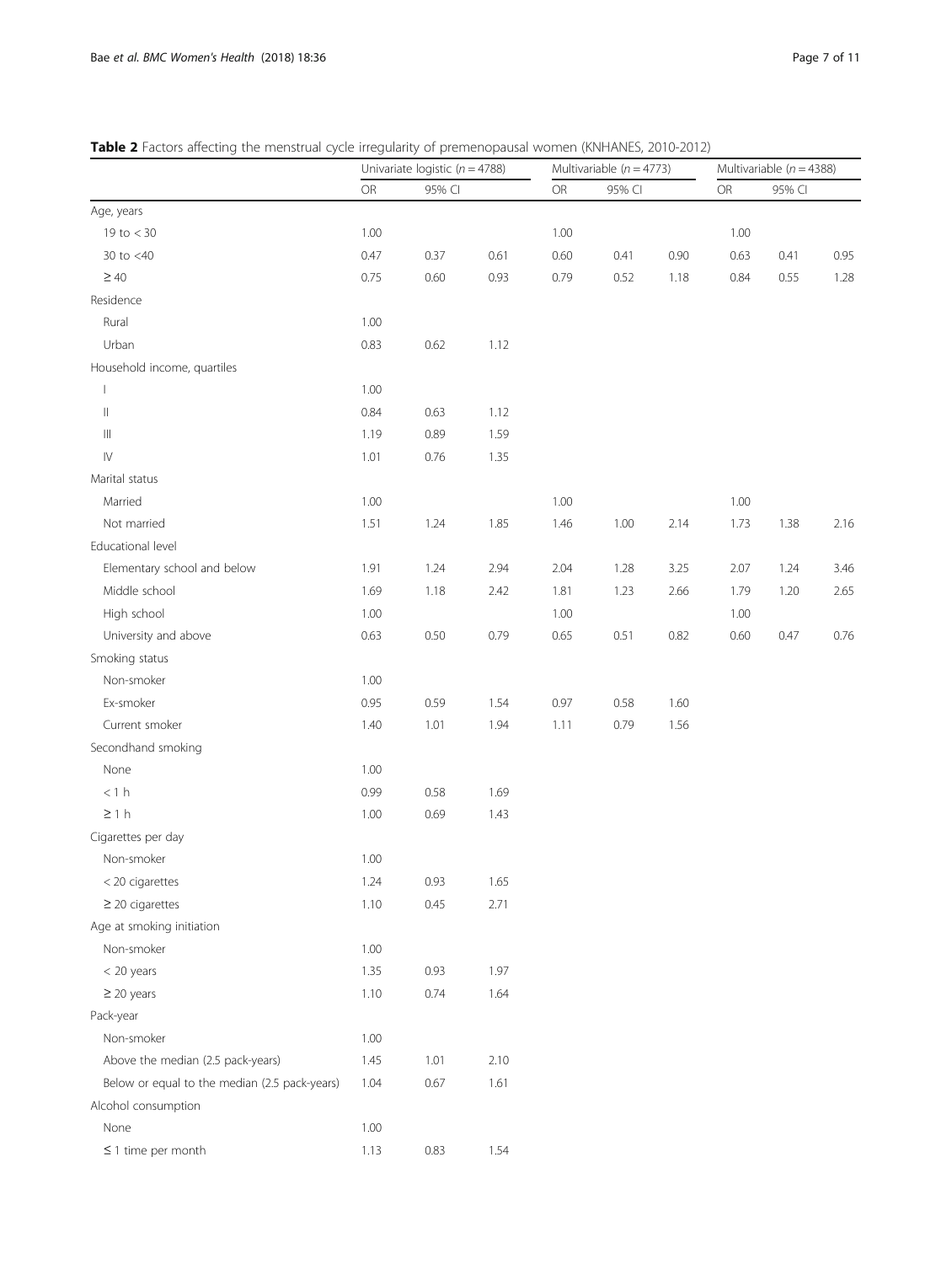**Table 2** Factors affecting the menstrual cycle irregularity of premenopausal women (KNHANES, 2010-2012)

| | Univariate logistic ($n = 4788$) | | | Multivariable ($n = 4773$) | | | Multivariable ($n = 4388$) | | |
|---|---|---|---|---|---|---|---|---|---|
| | OR | 95% CI | | OR | 95% CI | | OR | 95% CI | |
| Age, years | | | | | | | | | |
| 19 to < 30 | 1.00 | | | 1.00 | | | 1.00 | | |
| 30 to <40 | 0.47 | 0.37 | 0.61 | 0.60 | 0.41 | 0.90 | 0.63 | 0.41 | 0.95 |
| ≥ 40 | 0.75 | 0.60 | 0.93 | 0.79 | 0.52 | 1.18 | 0.84 | 0.55 | 1.28 |
| Residence | | | | | | | | | |
| Rural | 1.00 | | | | | | | | |
| Urban | 0.83 | 0.62 | 1.12 | | | | | | |
| Household income, quartiles | | | | | | | | | |
| I | 1.00 | | | | | | | | |
| II | 0.84 | 0.63 | 1.12 | | | | | | |
| III | 1.19 | 0.89 | 1.59 | | | | | | |
| IV | 1.01 | 0.76 | 1.35 | | | | | | |
| Marital status | | | | | | | | | |
| Married | 1.00 | | | 1.00 | | | 1.00 | | |
| Not married | 1.51 | 1.24 | 1.85 | 1.46 | 1.00 | 2.14 | 1.73 | 1.38 | 2.16 |
| Educational level | | | | | | | | | |
| Elementary school and below | 1.91 | 1.24 | 2.94 | 2.04 | 1.28 | 3.25 | 2.07 | 1.24 | 3.46 |
| Middle school | 1.69 | 1.18 | 2.42 | 1.81 | 1.23 | 2.66 | 1.79 | 1.20 | 2.65 |
| High school | 1.00 | | | 1.00 | | | 1.00 | | |
| University and above | 0.63 | 0.50 | 0.79 | 0.65 | 0.51 | 0.82 | 0.60 | 0.47 | 0.76 |
| Smoking status | | | | | | | | | |
| Non-smoker | 1.00 | | | | | | | | |
| Ex-smoker | 0.95 | 0.59 | 1.54 | 0.97 | 0.58 | 1.60 | | | |
| Current smoker | 1.40 | 1.01 | 1.94 | 1.11 | 0.79 | 1.56 | | | |
| Secondhand smoking | | | | | | | | | |
| None | 1.00 | | | | | | | | |
| < 1 h | 0.99 | 0.58 | 1.69 | | | | | | |
| ≥ 1 h | 1.00 | 0.69 | 1.43 | | | | | | |
| Cigarettes per day | | | | | | | | | |
| Non-smoker | 1.00 | | | | | | | | |
| < 20 cigarettes | 1.24 | 0.93 | 1.65 | | | | | | |
| ≥ 20 cigarettes | 1.10 | 0.45 | 2.71 | | | | | | |
| Age at smoking initiation | | | | | | | | | |
| Non-smoker | 1.00 | | | | | | | | |
| < 20 years | 1.35 | 0.93 | 1.97 | | | | | | |
| ≥ 20 years | 1.10 | 0.74 | 1.64 | | | | | | |
| Pack-year | | | | | | | | | |
| Non-smoker | 1.00 | | | | | | | | |
| Above the median (2.5 pack-years) | 1.45 | 1.01 | 2.10 | | | | | | |
| Below or equal to the median (2.5 pack-years) | 1.04 | 0.67 | 1.61 | | | | | | |
| Alcohol consumption | | | | | | | | | |
| None | 1.00 | | | | | | | | |
| ≤ 1 time per month | 1.13 | 0.83 | 1.54 | | | | | | |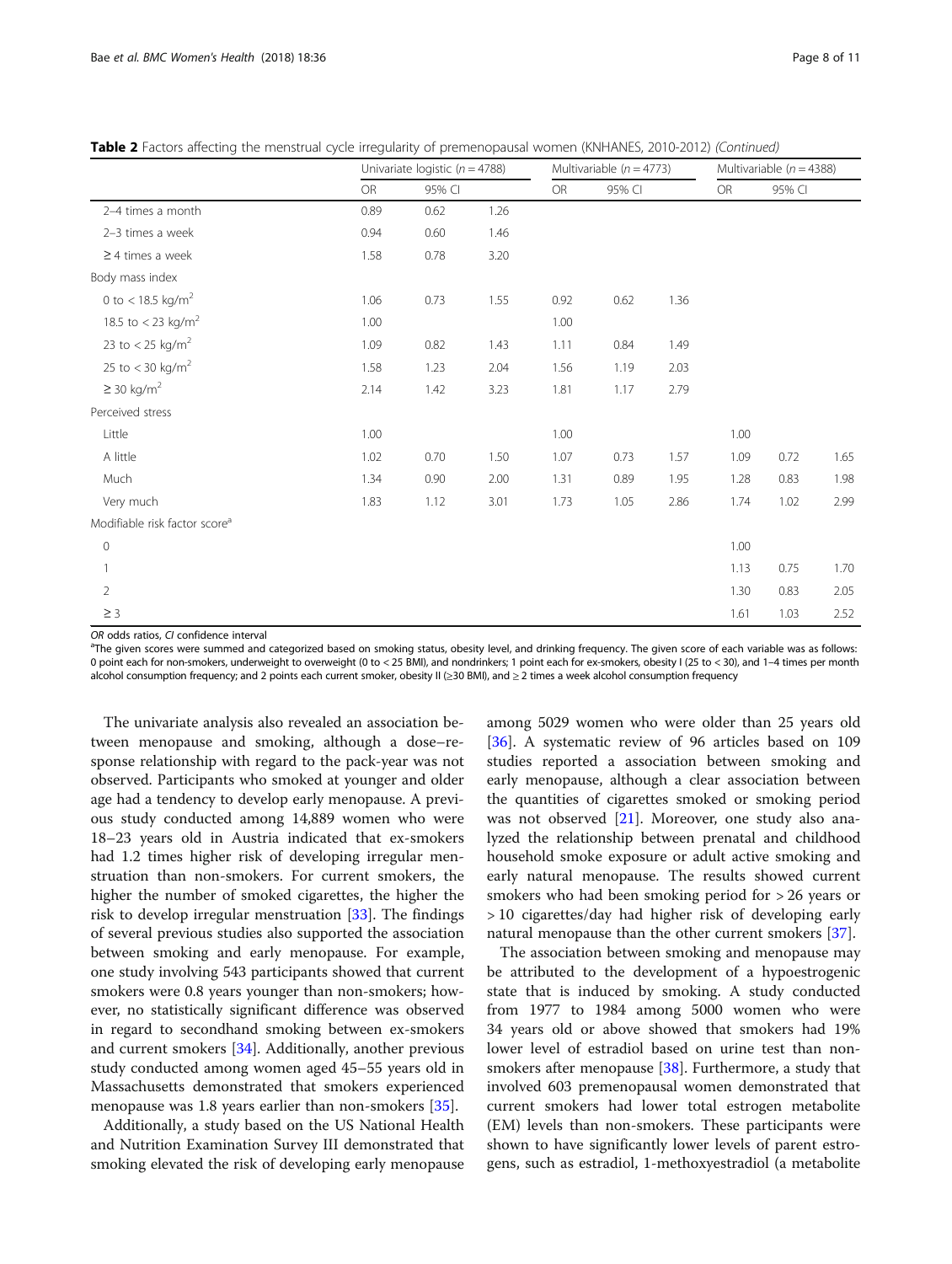**Table 2** Factors affecting the menstrual cycle irregularity of premenopausal women (KNHANES, 2010-2012) *(Continued)*

| | Univariate logistic (*n* = 4788) | | | Multivariable (*n* = 4773) | | | Multivariable (*n* = 4388) | | |
|---|---|---|---|---|---|---|---|---|---|
| | OR | 95% CI | | OR | 95% CI | | OR | 95% CI | |
| 2–4 times a month | 0.89 | 0.62 | 1.26 | | | | | | |
| 2–3 times a week | 0.94 | 0.60 | 1.46 | | | | | | |
| ≥ 4 times a week | 1.58 | 0.78 | 3.20 | | | | | | |
| Body mass index | | | | | | | | | |
| 0 to < 18.5 kg/m$^2$ | 1.06 | 0.73 | 1.55 | 0.92 | 0.62 | 1.36 | | | |
| 18.5 to < 23 kg/m$^2$ | 1.00 | | | 1.00 | | | | | |
| 23 to < 25 kg/m$^2$ | 1.09 | 0.82 | 1.43 | 1.11 | 0.84 | 1.49 | | | |
| 25 to < 30 kg/m$^2$ | 1.58 | 1.23 | 2.04 | 1.56 | 1.19 | 2.03 | | | |
| ≥ 30 kg/m$^2$ | 2.14 | 1.42 | 3.23 | 1.81 | 1.17 | 2.79 | | | |
| Perceived stress | | | | | | | | | |
| Little | 1.00 | | | 1.00 | | | 1.00 | | |
| A little | 1.02 | 0.70 | 1.50 | 1.07 | 0.73 | 1.57 | 1.09 | 0.72 | 1.65 |
| Much | 1.34 | 0.90 | 2.00 | 1.31 | 0.89 | 1.95 | 1.28 | 0.83 | 1.98 |
| Very much | 1.83 | 1.12 | 3.01 | 1.73 | 1.05 | 2.86 | 1.74 | 1.02 | 2.99 |
| Modifiable risk factor score[a] | | | | | | | | | |
| 0 | | | | | | | 1.00 | | |
| 1 | | | | | | | 1.13 | 0.75 | 1.70 |
| 2 | | | | | | | 1.30 | 0.83 | 2.05 |
| ≥ 3 | | | | | | | 1.61 | 1.03 | 2.52 |

*OR* odds ratios, *CI* confidence interval

[a]The given scores were summed and categorized based on smoking status, obesity level, and drinking frequency. The given score of each variable was as follows: 0 point each for non-smokers, underweight to overweight (0 to < 25 BMI), and nondrinkers; 1 point each for ex-smokers, obesity I (25 to < 30), and 1–4 times per month alcohol consumption frequency; and 2 points each current smoker, obesity II (≥30 BMI), and ≥ 2 times a week alcohol consumption frequency

The univariate analysis also revealed an association between menopause and smoking, although a dose–response relationship with regard to the pack-year was not observed. Participants who smoked at younger and older age had a tendency to develop early menopause. A previous study conducted among 14,889 women who were 18–23 years old in Austria indicated that ex-smokers had 1.2 times higher risk of developing irregular menstruation than non-smokers. For current smokers, the higher the number of smoked cigarettes, the higher the risk to develop irregular menstruation [33]. The findings of several previous studies also supported the association between smoking and early menopause. For example, one study involving 543 participants showed that current smokers were 0.8 years younger than non-smokers; however, no statistically significant difference was observed in regard to secondhand smoking between ex-smokers and current smokers [34]. Additionally, another previous study conducted among women aged 45–55 years old in Massachusetts demonstrated that smokers experienced menopause was 1.8 years earlier than non-smokers [35].

Additionally, a study based on the US National Health and Nutrition Examination Survey III demonstrated that smoking elevated the risk of developing early menopause among 5029 women who were older than 25 years old [36]. A systematic review of 96 articles based on 109 studies reported a association between smoking and early menopause, although a clear association between the quantities of cigarettes smoked or smoking period was not observed [21]. Moreover, one study also analyzed the relationship between prenatal and childhood household smoke exposure or adult active smoking and early natural menopause. The results showed current smokers who had been smoking period for > 26 years or > 10 cigarettes/day had higher risk of developing early natural menopause than the other current smokers [37].

The association between smoking and menopause may be attributed to the development of a hypoestrogenic state that is induced by smoking. A study conducted from 1977 to 1984 among 5000 women who were 34 years old or above showed that smokers had 19% lower level of estradiol based on urine test than non-smokers after menopause [38]. Furthermore, a study that involved 603 premenopausal women demonstrated that current smokers had lower total estrogen metabolite (EM) levels than non-smokers. These participants were shown to have significantly lower levels of parent estrogens, such as estradiol, 1-methoxyestradiol (a metabolite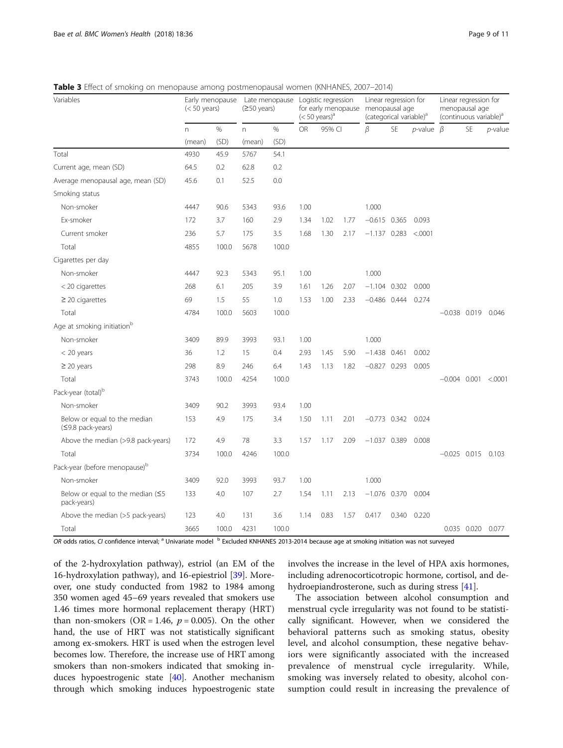**Table 3** Effect of smoking on menopause among postmenopausal women (KNHANES, 2007–2014)

| Variables | Early menopause (< 50 years) | | Late menopause (≥50 years) | | Logistic regression for early menopause (< 50 years)[a] | | | Linear regression for menopausal age (categorical variable)[a] | | | Linear regression for menopausal age (continuous variable)[a] | | |
|---|---|---|---|---|---|---|---|---|---|---|---|---|---|
| | n | % | n | % | OR | 95% CI | | β | SE | p-value | β | SE | p-value |
| | (mean) | (SD) | (mean) | (SD) | | | | | | | | | |
| Total | 4930 | 45.9 | 5767 | 54.1 | | | | | | | | | |
| Current age, mean (SD) | 64.5 | 0.2 | 62.8 | 0.2 | | | | | | | | | |
| Average menopausal age, mean (SD) | 45.6 | 0.1 | 52.5 | 0.0 | | | | | | | | | |
| Smoking status | | | | | | | | | | | | | |
| Non-smoker | 4447 | 90.6 | 5343 | 93.6 | 1.00 | | | 1.000 | | | | | |
| Ex-smoker | 172 | 3.7 | 160 | 2.9 | 1.34 | 1.02 | 1.77 | −0.615 | 0.365 | 0.093 | | | |
| Current smoker | 236 | 5.7 | 175 | 3.5 | 1.68 | 1.30 | 2.17 | −1.137 | 0.283 | <.0001 | | | |
| Total | 4855 | 100.0 | 5678 | 100.0 | | | | | | | | | |
| Cigarettes per day | | | | | | | | | | | | | |
| Non-smoker | 4447 | 92.3 | 5343 | 95.1 | 1.00 | | | 1.000 | | | | | |
| < 20 cigarettes | 268 | 6.1 | 205 | 3.9 | 1.61 | 1.26 | 2.07 | −1.104 | 0.302 | 0.000 | | | |
| ≥ 20 cigarettes | 69 | 1.5 | 55 | 1.0 | 1.53 | 1.00 | 2.33 | −0.486 | 0.444 | 0.274 | | | |
| Total | 4784 | 100.0 | 5603 | 100.0 | | | | | | | −0.038 | 0.019 | 0.046 |
| Age at smoking initiation[b] | | | | | | | | | | | | | |
| Non-smoker | 3409 | 89.9 | 3993 | 93.1 | 1.00 | | | 1.000 | | | | | |
| < 20 years | 36 | 1.2 | 15 | 0.4 | 2.93 | 1.45 | 5.90 | −1.438 | 0.461 | 0.002 | | | |
| ≥ 20 years | 298 | 8.9 | 246 | 6.4 | 1.43 | 1.13 | 1.82 | −0.827 | 0.293 | 0.005 | | | |
| Total | 3743 | 100.0 | 4254 | 100.0 | | | | | | | −0.004 | 0.001 | <.0001 |
| Pack-year (total)[b] | | | | | | | | | | | | | |
| Non-smoker | 3409 | 90.2 | 3993 | 93.4 | 1.00 | | | | | | | | |
| Below or equal to the median (≤9.8 pack-years) | 153 | 4.9 | 175 | 3.4 | 1.50 | 1.11 | 2.01 | −0.773 | 0.342 | 0.024 | | | |
| Above the median (>9.8 pack-years) | 172 | 4.9 | 78 | 3.3 | 1.57 | 1.17 | 2.09 | −1.037 | 0.389 | 0.008 | | | |
| Total | 3734 | 100.0 | 4246 | 100.0 | | | | | | | −0.025 | 0.015 | 0.103 |
| Pack-year (before menopause)[b] | | | | | | | | | | | | | |
| Non-smoker | 3409 | 92.0 | 3993 | 93.7 | 1.00 | | | 1.000 | | | | | |
| Below or equal to the median (≤5 pack-years) | 133 | 4.0 | 107 | 2.7 | 1.54 | 1.11 | 2.13 | −1.076 | 0.370 | 0.004 | | | |
| Above the median (>5 pack-years) | 123 | 4.0 | 131 | 3.6 | 1.14 | 0.83 | 1.57 | 0.417 | 0.340 | 0.220 | | | |
| Total | 3665 | 100.0 | 4231 | 100.0 | | | | | | | 0.035 | 0.020 | 0.077 |

*OR* odds ratios, *CI* confidence interval; [a] Univariate model [b] Excluded KNHANES 2013-2014 because age at smoking initiation was not surveyed

of the 2-hydroxylation pathway), estriol (an EM of the 16-hydroxylation pathway), and 16-epiestriol [39]. Moreover, one study conducted from 1982 to 1984 among 350 women aged 45–69 years revealed that smokers use 1.46 times more hormonal replacement therapy (HRT) than non-smokers (OR = 1.46, $p = 0.005$). On the other hand, the use of HRT was not statistically significant among ex-smokers. HRT is used when the estrogen level becomes low. Therefore, the increase use of HRT among smokers than non-smokers indicated that smoking induces hypoestrogenic state [40]. Another mechanism through which smoking induces hypoestrogenic state involves the increase in the level of HPA axis hormones, including adrenocorticotropic hormone, cortisol, and dehydroepiandrosterone, such as during stress [41].

The association between alcohol consumption and menstrual cycle irregularity was not found to be statistically significant. However, when we considered the behavioral patterns such as smoking status, obesity level, and alcohol consumption, these negative behaviors were significantly associated with the increased prevalence of menstrual cycle irregularity. While, smoking was inversely related to obesity, alcohol consumption could result in increasing the prevalence of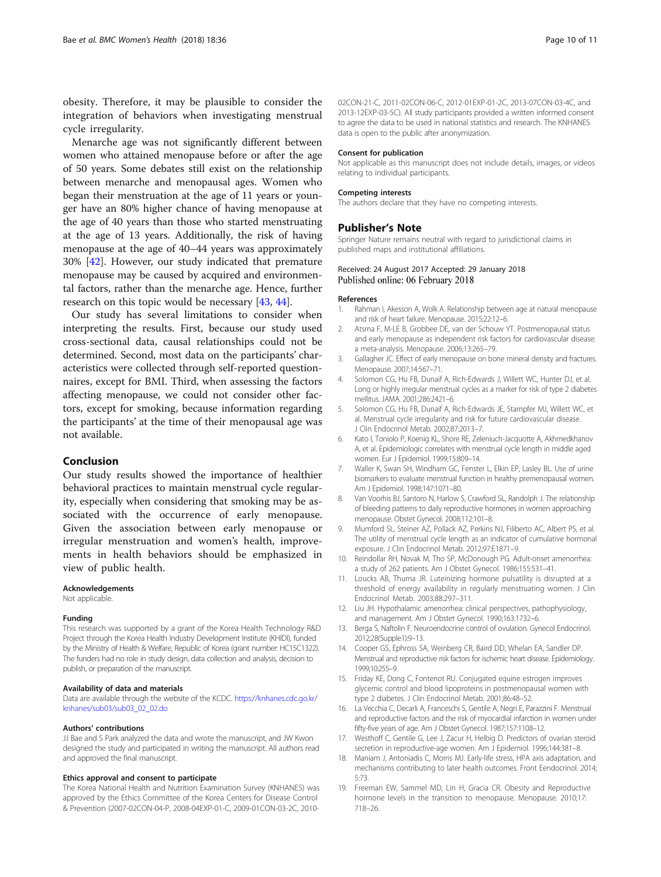obesity. Therefore, it may be plausible to consider the integration of behaviors when investigating menstrual cycle irregularity.

Menarche age was not significantly different between women who attained menopause before or after the age of 50 years. Some debates still exist on the relationship between menarche and menopausal ages. Women who began their menstruation at the age of 11 years or younger have an 80% higher chance of having menopause at the age of 40 years than those who started menstruating at the age of 13 years. Additionally, the risk of having menopause at the age of 40–44 years was approximately 30% [42]. However, our study indicated that premature menopause may be caused by acquired and environmental factors, rather than the menarche age. Hence, further research on this topic would be necessary [43, 44].

Our study has several limitations to consider when interpreting the results. First, because our study used cross-sectional data, causal relationships could not be determined. Second, most data on the participants' characteristics were collected through self-reported questionnaires, except for BMI. Third, when assessing the factors affecting menopause, we could not consider other factors, except for smoking, because information regarding the participants' at the time of their menopausal age was not available.

## Conclusion

Our study results showed the importance of healthier behavioral practices to maintain menstrual cycle regularity, especially when considering that smoking may be associated with the occurrence of early menopause. Given the association between early menopause or irregular menstruation and women's health, improvements in health behaviors should be emphasized in view of public health.

#### Acknowledgements

Not applicable.

#### Funding

This research was supported by a grant of the Korea Health Technology R&D Project through the Korea Health Industry Development Institute (KHIDI), funded by the Ministry of Health & Welfare, Republic of Korea (grant number: HC15C1322). The funders had no role in study design, data collection and analysis, decision to publish, or preparation of the manuscript.

#### Availability of data and materials

Data are available through the website of the KCDC. https://knhanes.cdc.go.kr/knhanes/sub03/sub03_02_02.do

#### Authors' contributions

JJ Bae and S Park analyzed the data and wrote the manuscript, and JW Kwon designed the study and participated in writing the manuscript. All authors read and approved the final manuscript.

#### Ethics approval and consent to participate

The Korea National Health and Nutrition Examination Survey (KNHANES) was approved by the Ethics Committee of the Korea Centers for Disease Control & Prevention (2007-02CON-04-P, 2008-04EXP-01-C, 2009-01CON-03-2C, 2010-02CON-21-C, 2011-02CON-06-C, 2012-01EXP-01-2C, 2013-07CON-03-4C, and 2013-12EXP-03-5C). All study participants provided a written informed consent to agree the data to be used in national statistics and research. The KNHANES data is open to the public after anonymization.

#### Consent for publication

Not applicable as this manuscript does not include details, images, or videos relating to individual participants.

#### Competing interests

The authors declare that they have no competing interests.

## Publisher's Note

Springer Nature remains neutral with regard to jurisdictional claims in published maps and institutional affiliations.

Received: 24 August 2017 Accepted: 29 January 2018
Published online: 06 February 2018

#### References

1. Rahman I, Akesson A, Wolk A. Relationship between age at natural menopause and risk of heart failure. Menopause. 2015;22:12–6.
2. Atsma F, M-LE B, Grobbee DE, van der Schouw YT. Postmenopausal status and early menopause as independent risk factors for cardiovascular disease: a meta-analysis. Menopause. 2006;13:265–79.
3. Gallagher JC. Effect of early menopause on bone mineral density and fractures. Menopause. 2007;14:567–71.
4. Solomon CG, Hu FB, Dunaif A, Rich-Edwards J, Willett WC, Hunter DJ, et al. Long or highly irregular menstrual cycles as a marker for risk of type 2 diabetes mellitus. JAMA. 2001;286:2421–6.
5. Solomon CG, Hu FB, Dunaif A, Rich-Edwards JE, Stampfer MJ, Willett WC, et al. Menstrual cycle irregularity and risk for future cardiovascular disease. J Clin Endocrinol Metab. 2002;87:2013–7.
6. Kato I, Toniolo P, Koenig KL, Shore RE, Zeleniuch-Jacquotte A, Akhmedkhanov A, et al. Epidemiologic correlates with menstrual cycle length in middle aged women. Eur J Epidemiol. 1999;15:809–14.
7. Waller K, Swan SH, Windham GC, Fenster L, Elkin EP, Lasley BL. Use of urine biomarkers to evaluate menstrual function in healthy premenopausal women. Am J Epidemiol. 1998;147:1071–80.
8. Van Voorhis BJ, Santoro N, Harlow S, Crawford SL, Randolph J. The relationship of bleeding patterns to daily reproductive hormones in women approaching menopause. Obstet Gynecol. 2008;112:101–8.
9. Mumford SL, Steiner AZ, Pollack AZ, Perkins NJ, Filiberto AC, Albert PS, et al. The utility of menstrual cycle length as an indicator of cumulative hormonal exposure. J Clin Endocrinol Metab. 2012;97:E1871–9.
10. Reindollar RH, Novak M, Tho SP, McDonough PG. Adult-onset amenorrhea: a study of 262 patients. Am J Obstet Gynecol. 1986;155:531–41.
11. Loucks AB, Thuma JR. Luteinizing hormone pulsatility is disrupted at a threshold of energy availability in regularly menstruating women. J Clin Endocrinol Metab. 2003;88:297–311.
12. Liu JH. Hypothalamic amenorrhea: clinical perspectives, pathophysiology, and management. Am J Obstet Gynecol. 1990;163:1732–6.
13. Berga S, Naftolin F. Neuroendocrine control of ovulation. Gynecol Endocrinol. 2012;28(Supple1):9–13.
14. Cooper GS, Ephross SA, Weinberg CR, Baird DD, Whelan EA, Sandler DP. Menstrual and reproductive risk factors for ischemic heart disease. Epidemiology. 1999;10:255–9.
15. Friday KE, Dong C, Fontenot RU. Conjugated equine estrogen improves glycemic control and blood lipoproteins in postmenopausal women with type 2 diabetes. J Clin Endocrinol Metab. 2001;86:48–52.
16. La Vecchia C, Decarli A, Franceschi S, Gentile A, Negri E, Parazzini F. Menstrual and reproductive factors and the risk of myocardial infarction in women under fifty-five years of age. Am J Obstet Gynecol. 1987;157:1108–12.
17. Westhoff C, Gentile G, Lee J, Zacur H, Helbig D. Predictors of ovarian steroid secretion in reproductive-age women. Am J Epidemiol. 1996;144:381–8.
18. Maniam J, Antoniadis C, Morris MJ. Early-life stress, HPA axis adaptation, and mechanisms contributing to later health outcomes. Front Eendocrinol. 2014;5:73.
19. Freeman EW, Sammel MD, Lin H, Gracia CR. Obesity and Reproductive hormone levels in the transition to menopause. Menopause. 2010;17:718–26.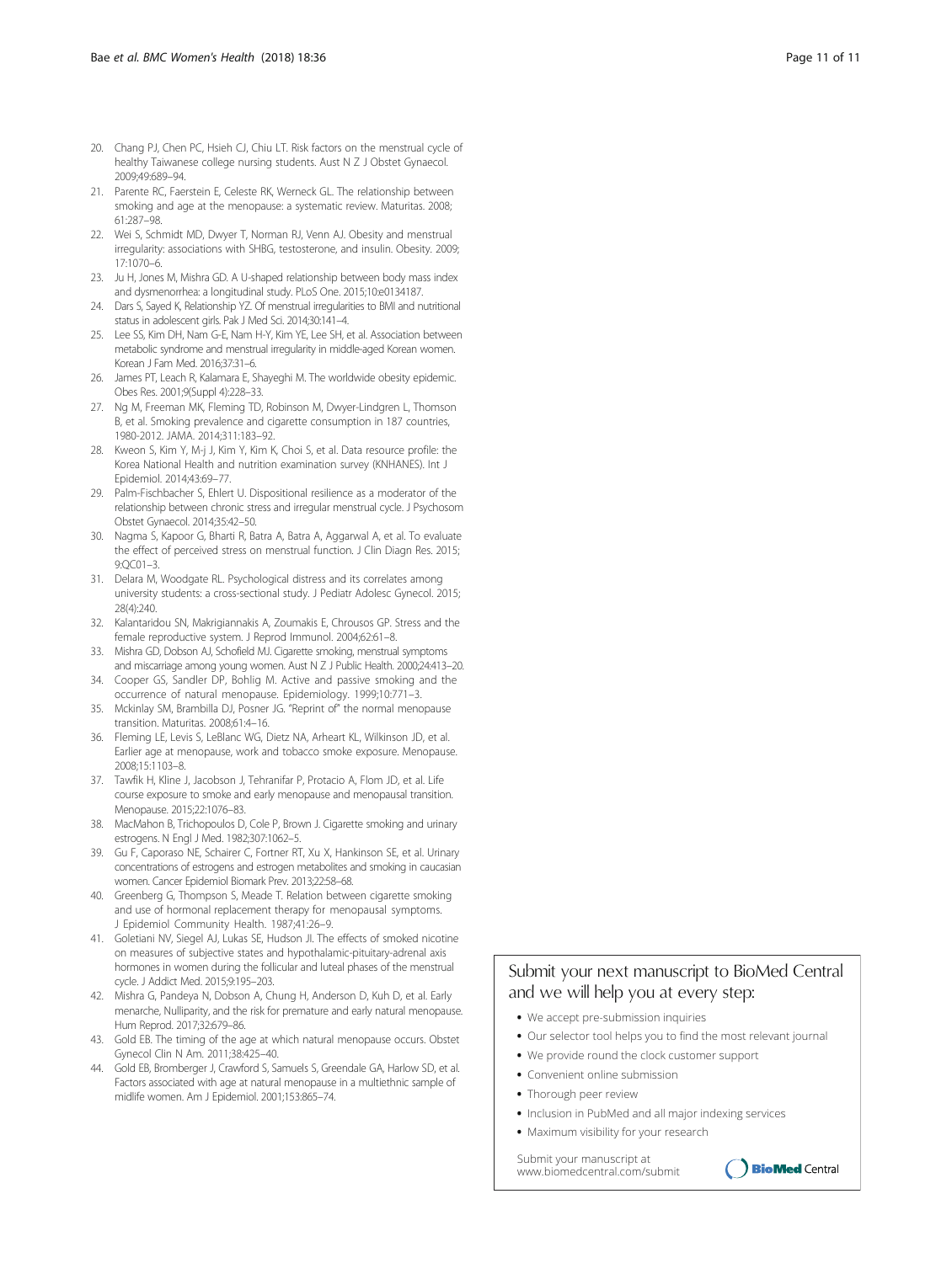20. Chang PJ, Chen PC, Hsieh CJ, Chiu LT. Risk factors on the menstrual cycle of healthy Taiwanese college nursing students. Aust N Z J Obstet Gynaecol. 2009;49:689–94.
21. Parente RC, Faerstein E, Celeste RK, Werneck GL. The relationship between smoking and age at the menopause: a systematic review. Maturitas. 2008; 61:287–98.
22. Wei S, Schmidt MD, Dwyer T, Norman RJ, Venn AJ. Obesity and menstrual irregularity: associations with SHBG, testosterone, and insulin. Obesity. 2009; 17:1070–6.
23. Ju H, Jones M, Mishra GD. A U-shaped relationship between body mass index and dysmenorrhea: a longitudinal study. PLoS One. 2015;10:e0134187.
24. Dars S, Sayed K, Relationship YZ. Of menstrual irregularities to BMI and nutritional status in adolescent girls. Pak J Med Sci. 2014;30:141–4.
25. Lee SS, Kim DH, Nam G-E, Nam H-Y, Kim YE, Lee SH, et al. Association between metabolic syndrome and menstrual irregularity in middle-aged Korean women. Korean J Fam Med. 2016;37:31–6.
26. James PT, Leach R, Kalamara E, Shayeghi M. The worldwide obesity epidemic. Obes Res. 2001;9(Suppl 4):228–33.
27. Ng M, Freeman MK, Fleming TD, Robinson M, Dwyer-Lindgren L, Thomson B, et al. Smoking prevalence and cigarette consumption in 187 countries, 1980-2012. JAMA. 2014;311:183–92.
28. Kweon S, Kim Y, M-j J, Kim Y, Kim K, Choi S, et al. Data resource profile: the Korea National Health and nutrition examination survey (KNHANES). Int J Epidemiol. 2014;43:69–77.
29. Palm-Fischbacher S, Ehlert U. Dispositional resilience as a moderator of the relationship between chronic stress and irregular menstrual cycle. J Psychosom Obstet Gynaecol. 2014;35:42–50.
30. Nagma S, Kapoor G, Bharti R, Batra A, Batra A, Aggarwal A, et al. To evaluate the effect of perceived stress on menstrual function. J Clin Diagn Res. 2015; 9:QC01–3.
31. Delara M, Woodgate RL. Psychological distress and its correlates among university students: a cross-sectional study. J Pediatr Adolesc Gynecol. 2015; 28(4):240.
32. Kalantaridou SN, Makrigiannakis A, Zoumakis E, Chrousos GP. Stress and the female reproductive system. J Reprod Immunol. 2004;62:61–8.
33. Mishra GD, Dobson AJ, Schofield MJ. Cigarette smoking, menstrual symptoms and miscarriage among young women. Aust N Z J Public Health. 2000;24:413–20.
34. Cooper GS, Sandler DP, Bohlig M. Active and passive smoking and the occurrence of natural menopause. Epidemiology. 1999;10:771–3.
35. Mckinlay SM, Brambilla DJ, Posner JG. "Reprint of" the normal menopause transition. Maturitas. 2008;61:4–16.
36. Fleming LE, Levis S, LeBlanc WG, Dietz NA, Arheart KL, Wilkinson JD, et al. Earlier age at menopause, work and tobacco smoke exposure. Menopause. 2008;15:1103–8.
37. Tawfik H, Kline J, Jacobson J, Tehranifar P, Protacio A, Flom JD, et al. Life course exposure to smoke and early menopause and menopausal transition. Menopause. 2015;22:1076–83.
38. MacMahon B, Trichopoulos D, Cole P, Brown J. Cigarette smoking and urinary estrogens. N Engl J Med. 1982;307:1062–5.
39. Gu F, Caporaso NE, Schairer C, Fortner RT, Xu X, Hankinson SE, et al. Urinary concentrations of estrogens and estrogen metabolites and smoking in caucasian women. Cancer Epidemiol Biomark Prev. 2013;22:58–68.
40. Greenberg G, Thompson S, Meade T. Relation between cigarette smoking and use of hormonal replacement therapy for menopausal symptoms. J Epidemiol Community Health. 1987;41:26–9.
41. Goletiani NV, Siegel AJ, Lukas SE, Hudson JI. The effects of smoked nicotine on measures of subjective states and hypothalamic-pituitary-adrenal axis hormones in women during the follicular and luteal phases of the menstrual cycle. J Addict Med. 2015;9:195–203.
42. Mishra G, Pandeya N, Dobson A, Chung H, Anderson D, Kuh D, et al. Early menarche, Nulliparity, and the risk for premature and early natural menopause. Hum Reprod. 2017;32:679–86.
43. Gold EB. The timing of the age at which natural menopause occurs. Obstet Gynecol Clin N Am. 2011;38:425–40.
44. Gold EB, Bromberger J, Crawford S, Samuels S, Greendale GA, Harlow SD, et al. Factors associated with age at natural menopause in a multiethnic sample of midlife women. Am J Epidemiol. 2001;153:865–74.

Submit your next manuscript to BioMed Central and we will help you at every step:

- We accept pre-submission inquiries
- Our selector tool helps you to find the most relevant journal
- We provide round the clock customer support
- Convenient online submission
- Thorough peer review
- Inclusion in PubMed and all major indexing services
- Maximum visibility for your research

Submit your manuscript at www.biomedcentral.com/submit

BioMed Central